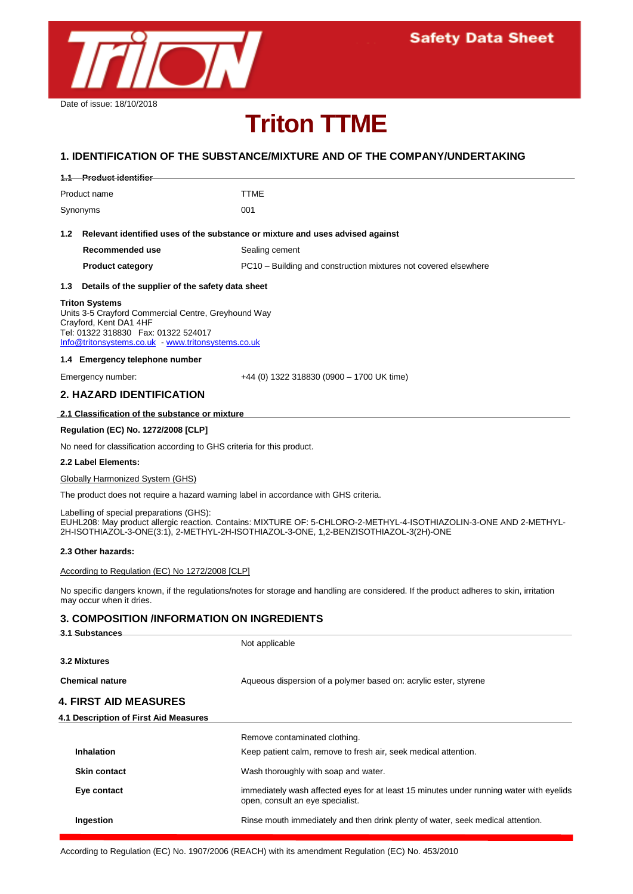Safety Data Sheet

Date of issue: 18/10/2018

# Triton TTME

## 1. IDENTIFICATION OF THE SUBSTANCE/MIXTURE AND OF THE COMPANY/UNDERTAKING

### 1.1 Product identifier

| | |
|---|---|
| Product name | TTME |
| Synonyms | 001 |

### 1.2 Relevant identified uses of the substance or mixture and uses advised against

| | |
|---|---|
| **Recommended use** | Sealing cement |
| **Product category** | PC10 – Building and construction mixtures not covered elsewhere |

### 1.3 Details of the supplier of the safety data sheet

**Triton Systems**
Units 3-5 Crayford Commercial Centre, Greyhound Way
Crayford, Kent DA1 4HF
Tel: 01322 318830 Fax: 01322 524017
Info@tritonsystems.co.uk - www.tritonsystems.co.uk

### 1.4 Emergency telephone number

| | |
|---|---|
| Emergency number: | +44 (0) 1322 318830 (0900 – 1700 UK time) |

## 2. HAZARD IDENTIFICATION

### 2.1 Classification of the substance or mixture

**Regulation (EC) No. 1272/2008 [CLP]**

No need for classification according to GHS criteria for this product.

### 2.2 Label Elements:

Globally Harmonized System (GHS)

The product does not require a hazard warning label in accordance with GHS criteria.

Labelling of special preparations (GHS):
EUHL208: May product allergic reaction. Contains: MIXTURE OF: 5-CHLORO-2-METHYL-4-ISOTHIAZOLIN-3-ONE AND 2-METHYL-2H-ISOTHIAZOL-3-ONE(3:1), 2-METHYL-2H-ISOTHIAZOL-3-ONE, 1,2-BENZISOTHIAZOL-3(2H)-ONE

### 2.3 Other hazards:

According to Regulation (EC) No 1272/2008 [CLP]

No specific dangers known, if the regulations/notes for storage and handling are considered. If the product adheres to skin, irritation may occur when it dries.

## 3. COMPOSITION /INFORMATION ON INGREDIENTS

### 3.1 Substances

Not applicable

### 3.2 Mixtures

| | |
|---|---|
| **Chemical nature** | Aqueous dispersion of a polymer based on: acrylic ester, styrene |

## 4. FIRST AID MEASURES

### 4.1 Description of First Aid Measures

| | |
|---|---|
| | Remove contaminated clothing. |
| **Inhalation** | Keep patient calm, remove to fresh air, seek medical attention. |
| **Skin contact** | Wash thoroughly with soap and water. |
| **Eye contact** | immediately wash affected eyes for at least 15 minutes under running water with eyelids open, consult an eye specialist. |
| **Ingestion** | Rinse mouth immediately and then drink plenty of water, seek medical attention. |

According to Regulation (EC) No. 1907/2006 (REACH) with its amendment Regulation (EC) No. 453/2010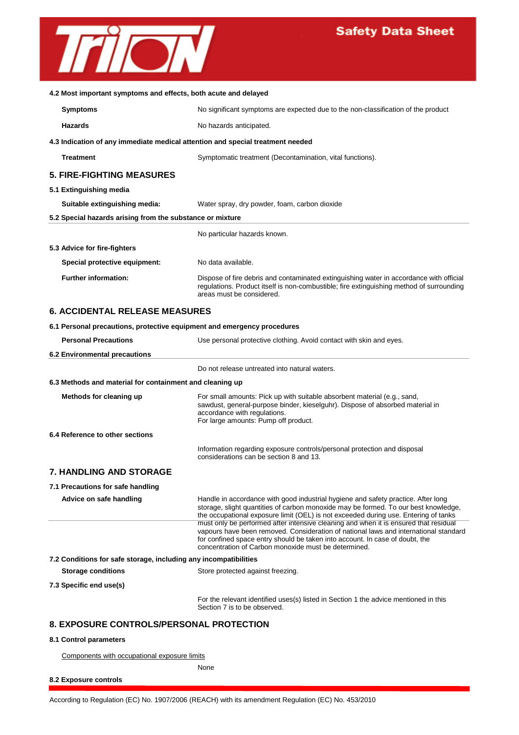**4.2 Most important symptoms and effects, both acute and delayed**

| | |
|---|---|
| **Symptoms** | No significant symptoms are expected due to the non-classification of the product |
| **Hazards** | No hazards anticipated. |

**4.3 Indication of any immediate medical attention and special treatment needed**

| | |
|---|---|
| **Treatment** | Symptomatic treatment (Decontamination, vital functions). |

## 5. FIRE-FIGHTING MEASURES

**5.1 Extinguishing media**

| | |
|---|---|
| **Suitable extinguishing media:** | Water spray, dry powder, foam, carbon dioxide |

**5.2 Special hazards arising from the substance or mixture**

No particular hazards known.

**5.3 Advice for fire-fighters**

| | |
|---|---|
| **Special protective equipment:** | No data available. |
| **Further information:** | Dispose of fire debris and contaminated extinguishing water in accordance with official regulations. Product itself is non-combustible; fire extinguishing method of surrounding areas must be considered. |

## 6. ACCIDENTAL RELEASE MEASURES

**6.1 Personal precautions, protective equipment and emergency procedures**

| | |
|---|---|
| **Personal Precautions** | Use personal protective clothing. Avoid contact with skin and eyes. |

**6.2 Environmental precautions**

Do not release untreated into natural waters.

**6.3 Methods and material for containment and cleaning up**

| | |
|---|---|
| **Methods for cleaning up** | For small amounts: Pick up with suitable absorbent material (e.g., sand, sawdust, general-purpose binder, kieselguhr). Dispose of absorbed material in accordance with regulations.<br>For large amounts: Pump off product. |

**6.4 Reference to other sections**

Information regarding exposure controls/personal protection and disposal considerations can be section 8 and 13.

## 7. HANDLING AND STORAGE

**7.1 Precautions for safe handling**

| | |
|---|---|
| **Advice on safe handling** | Handle in accordance with good industrial hygiene and safety practice. After long storage, slight quantities of carbon monoxide may be formed. To our best knowledge, the occupational exposure limit (OEL) is not exceeded during use. Entering of tanks must only be performed after intensive cleaning and when it is ensured that residual vapours have been removed. Consideration of national laws and international standard for confined space entry should be taken into account. In case of doubt, the concentration of Carbon monoxide must be determined. |

**7.2 Conditions for safe storage, including any incompatibilities**

| | |
|---|---|
| **Storage conditions** | Store protected against freezing. |

**7.3 Specific end use(s)**

For the relevant identified uses(s) listed in Section 1 the advice mentioned in this Section 7 is to be observed.

## 8. EXPOSURE CONTROLS/PERSONAL PROTECTION

**8.1 Control parameters**

Components with occupational exposure limits

None

**8.2 Exposure controls**

According to Regulation (EC) No. 1907/2006 (REACH) with its amendment Regulation (EC) No. 453/2010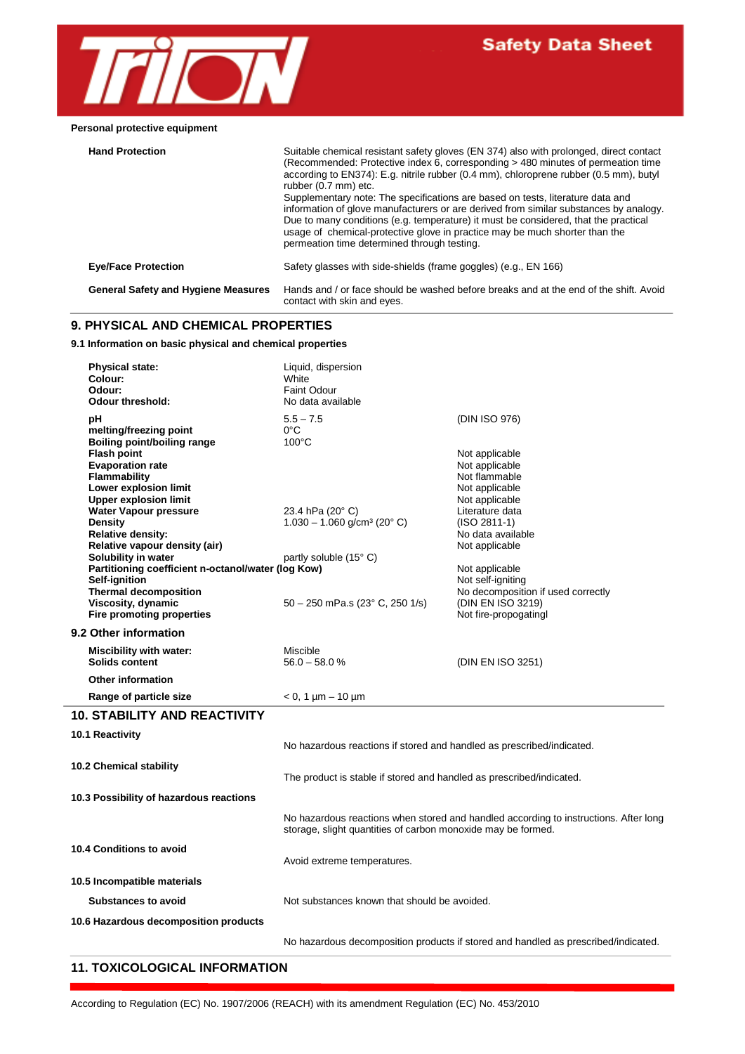**Personal protective equipment**

| | |
|---|---|
| **Hand Protection** | Suitable chemical resistant safety gloves (EN 374) also with prolonged, direct contact (Recommended: Protective index 6, corresponding > 480 minutes of permeation time according to EN374): E.g. nitrile rubber (0.4 mm), chloroprene rubber (0.5 mm), butyl rubber (0.7 mm) etc. Supplementary note: The specifications are based on tests, literature data and information of glove manufacturers or are derived from similar substances by analogy. Due to many conditions (e.g. temperature) it must be considered, that the practical usage of chemical-protective glove in practice may be much shorter than the permeation time determined through testing. |
| **Eye/Face Protection** | Safety glasses with side-shields (frame goggles) (e.g., EN 166) |
| **General Safety and Hygiene Measures** | Hands and / or face should be washed before breaks and at the end of the shift. Avoid contact with skin and eyes. |

## 9. PHYSICAL AND CHEMICAL PROPERTIES

**9.1 Information on basic physical and chemical properties**

| | | |
|---|---|---|
| **Physical state:** | Liquid, dispersion | |
| **Colour:** | White | |
| **Odour:** | Faint Odour | |
| **Odour threshold:** | No data available | |
| **pH** | 5.5 – 7.5 | (DIN ISO 976) |
| **melting/freezing point** | 0°C | |
| **Boiling point/boiling range** | 100°C | |
| **Flash point** | | Not applicable |
| **Evaporation rate** | | Not applicable |
| **Flammability** | | Not flammable |
| **Lower explosion limit** | | Not applicable |
| **Upper explosion limit** | | Not applicable |
| **Water Vapour pressure** | 23.4 hPa (20° C) | Literature data |
| **Density** | 1.030 – 1.060 g/cm³ (20° C) | (ISO 2811-1) |
| **Relative density:** | | No data available |
| **Relative vapour density (air)** | | Not applicable |
| **Solubility in water** | partly soluble (15° C) | |
| **Partitioning coefficient n-octanol/water (log Kow)** | | Not applicable |
| **Self-ignition** | | Not self-igniting |
| **Thermal decomposition** | | No decomposition if used correctly |
| **Viscosity, dynamic** | 50 – 250 mPa.s (23° C, 250 1/s) | (DIN EN ISO 3219) |
| **Fire promoting properties** | | Not fire-propogatingl |

### 9.2 Other information

| | | |
|---|---|---|
| **Miscibility with water:** | Miscible | |
| **Solids content** | 56.0 – 58.0 % | (DIN EN ISO 3251) |
| **Other information** | | |
| **Range of particle size** | < 0, 1 µm – 10 µm | |

## 10. STABILITY AND REACTIVITY

**10.1 Reactivity**

No hazardous reactions if stored and handled as prescribed/indicated.

**10.2 Chemical stability**

The product is stable if stored and handled as prescribed/indicated.

**10.3 Possibility of hazardous reactions**

No hazardous reactions when stored and handled according to instructions. After long storage, slight quantities of carbon monoxide may be formed.

**10.4 Conditions to avoid**

Avoid extreme temperatures.

**10.5 Incompatible materials**

**Substances to avoid** — Not substances known that should be avoided.

**10.6 Hazardous decomposition products**

No hazardous decomposition products if stored and handled as prescribed/indicated.

## 11. TOXICOLOGICAL INFORMATION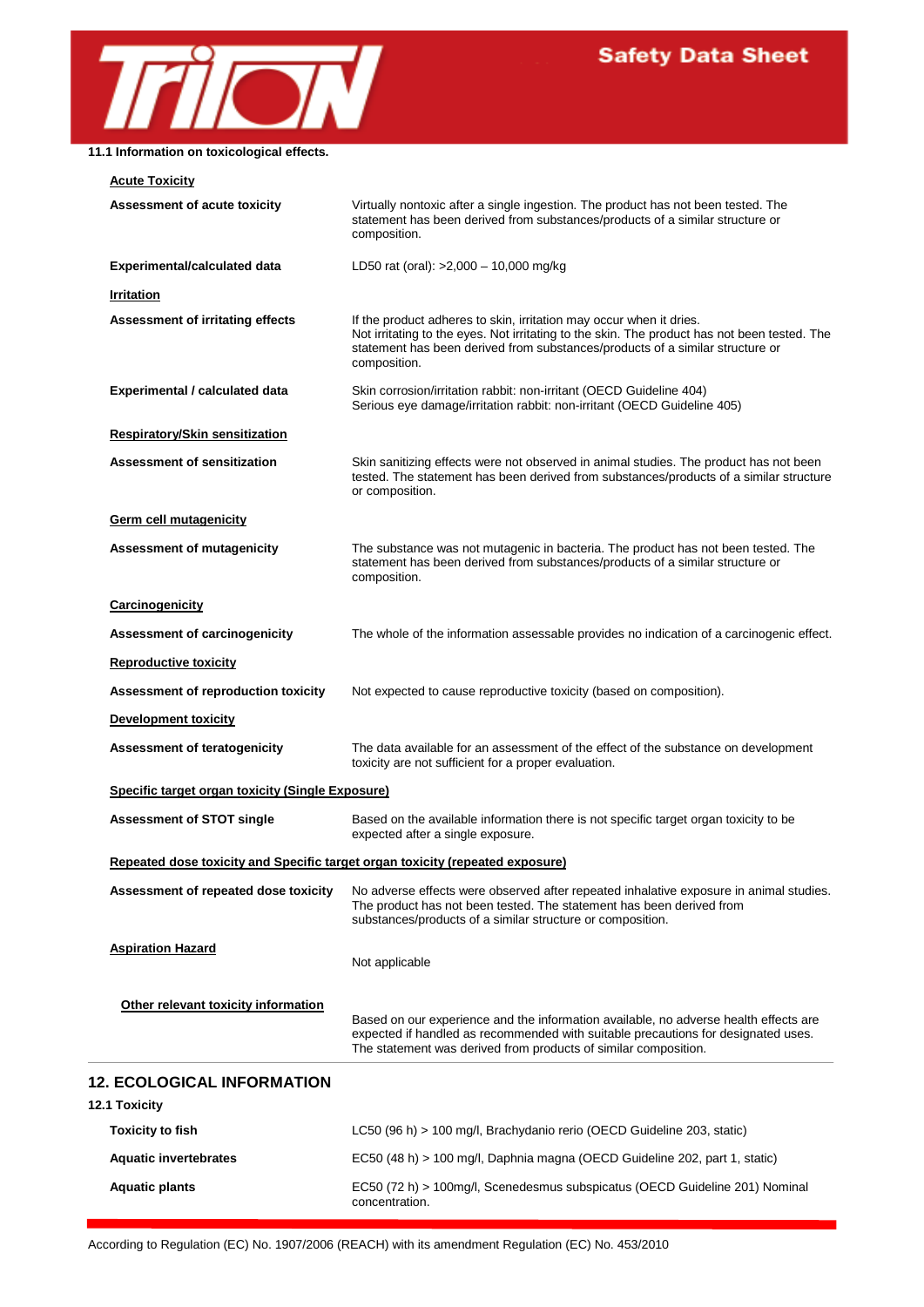**11.1 Information on toxicological effects.**

**Acute Toxicity**

| | |
|---|---|
| **Assessment of acute toxicity** | Virtually nontoxic after a single ingestion. The product has not been tested. The statement has been derived from substances/products of a similar structure or composition. |
| **Experimental/calculated data** | LD50 rat (oral): >2,000 – 10,000 mg/kg |

**Irritation**

| | |
|---|---|
| **Assessment of irritating effects** | If the product adheres to skin, irritation may occur when it dries.<br>Not irritating to the eyes. Not irritating to the skin. The product has not been tested. The statement has been derived from substances/products of a similar structure or composition. |
| **Experimental / calculated data** | Skin corrosion/irritation rabbit: non-irritant (OECD Guideline 404)<br>Serious eye damage/irritation rabbit: non-irritant (OECD Guideline 405) |

**Respiratory/Skin sensitization**

| | |
|---|---|
| **Assessment of sensitization** | Skin sanitizing effects were not observed in animal studies. The product has not been tested. The statement has been derived from substances/products of a similar structure or composition. |

**Germ cell mutagenicity**

| | |
|---|---|
| **Assessment of mutagenicity** | The substance was not mutagenic in bacteria. The product has not been tested. The statement has been derived from substances/products of a similar structure or composition. |

**Carcinogenicity**

| | |
|---|---|
| **Assessment of carcinogenicity** | The whole of the information assessable provides no indication of a carcinogenic effect. |

**Reproductive toxicity**

| | |
|---|---|
| **Assessment of reproduction toxicity** | Not expected to cause reproductive toxicity (based on composition). |

**Development toxicity**

| | |
|---|---|
| **Assessment of teratogenicity** | The data available for an assessment of the effect of the substance on development toxicity are not sufficient for a proper evaluation. |

**Specific target organ toxicity (Single Exposure)**

| | |
|---|---|
| **Assessment of STOT single** | Based on the available information there is not specific target organ toxicity to be expected after a single exposure. |

**Repeated dose toxicity and Specific target organ toxicity (repeated exposure)**

| | |
|---|---|
| **Assessment of repeated dose toxicity** | No adverse effects were observed after repeated inhalative exposure in animal studies. The product has not been tested. The statement has been derived from substances/products of a similar structure or composition. |
| **Aspiration Hazard** | Not applicable |
| **Other relevant toxicity information** | Based on our experience and the information available, no adverse health effects are expected if handled as recommended with suitable precautions for designated uses. The statement was derived from products of similar composition. |

## 12. ECOLOGICAL INFORMATION

**12.1 Toxicity**

| | |
|---|---|
| **Toxicity to fish** | LC50 (96 h) > 100 mg/l, Brachydanio rerio (OECD Guideline 203, static) |
| **Aquatic invertebrates** | EC50 (48 h) > 100 mg/l, Daphnia magna (OECD Guideline 202, part 1, static) |
| **Aquatic plants** | EC50 (72 h) > 100mg/l, Scenedesmus subspicatus (OECD Guideline 201) Nominal concentration. |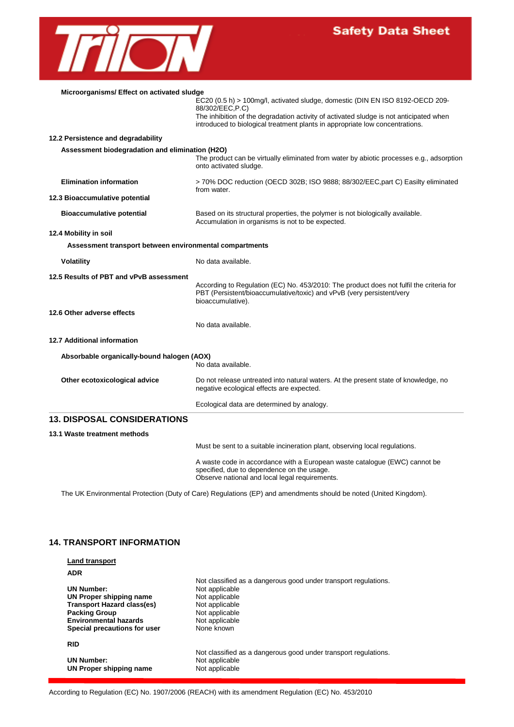**Microorganisms/ Effect on activated sludge**

EC20 (0.5 h) > 100mg/l, activated sludge, domestic (DIN EN ISO 8192-OECD 209-88/302/EEC,P.C)
The inhibition of the degradation activity of activated sludge is not anticipated when introduced to biological treatment plants in appropriate low concentrations.

**12.2 Persistence and degradability**

**Assessment biodegradation and elimination (H2O)**

The product can be virtually eliminated from water by abiotic processes e.g., adsorption onto activated sludge.

**Elimination information**

> 70% DOC reduction (OECD 302B; ISO 9888; 88/302/EEC,part C) Easilty eliminated from water.

**12.3 Bioaccumulative potential**

**Bioaccumulative potential**

Based on its structural properties, the polymer is not biologically available. Accumulation in organisms is not to be expected.

**12.4 Mobility in soil**

**Assessment transport between environmental compartments**

**Volatility**

No data available.

**12.5 Results of PBT and vPvB assessment**

According to Regulation (EC) No. 453/2010: The product does not fulfil the criteria for PBT (Persistent/bioaccumulative/toxic) and vPvB (very persistent/very bioaccumulative).

**12.6 Other adverse effects**

No data available.

**12.7 Additional information**

**Absorbable organically-bound halogen (AOX)**

No data available.

**Other ecotoxicological advice**

Do not release untreated into natural waters. At the present state of knowledge, no negative ecological effects are expected.

Ecological data are determined by analogy.

## 13. DISPOSAL CONSIDERATIONS

**13.1 Waste treatment methods**

Must be sent to a suitable incineration plant, observing local regulations.

A waste code in accordance with a European waste catalogue (EWC) cannot be specified, due to dependence on the usage.
Observe national and local legal requirements.

The UK Environmental Protection (Duty of Care) Regulations (EP) and amendments should be noted (United Kingdom).

## 14. TRANSPORT INFORMATION

**Land transport**

**ADR**

Not classified as a dangerous good under transport regulations.

**UN Number:** Not applicable
**UN Proper shipping name** Not applicable
**Transport Hazard class(es)** Not applicable
**Packing Group** Not applicable
**Environmental hazards** Not applicable
**Special precautions for user** None known

**RID**

Not classified as a dangerous good under transport regulations.

**UN Number:** Not applicable
**UN Proper shipping name** Not applicable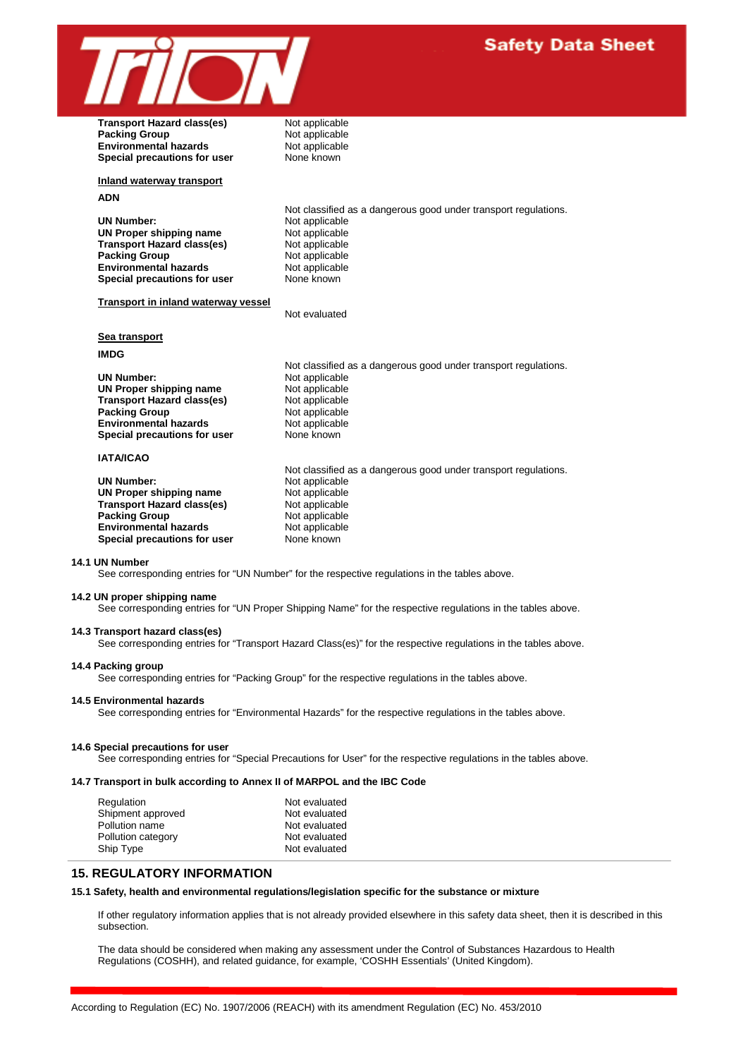| | |
|---|---|
| **Transport Hazard class(es)** | Not applicable |
| **Packing Group** | Not applicable |
| **Environmental hazards** | Not applicable |
| **Special precautions for user** | None known |

**Inland waterway transport**

**ADN**

| | |
|---|---|
| | Not classified as a dangerous good under transport regulations. |
| **UN Number:** | Not applicable |
| **UN Proper shipping name** | Not applicable |
| **Transport Hazard class(es)** | Not applicable |
| **Packing Group** | Not applicable |
| **Environmental hazards** | Not applicable |
| **Special precautions for user** | None known |

**Transport in inland waterway vessel**

Not evaluated

**Sea transport**

**IMDG**

| | |
|---|---|
| | Not classified as a dangerous good under transport regulations. |
| **UN Number:** | Not applicable |
| **UN Proper shipping name** | Not applicable |
| **Transport Hazard class(es)** | Not applicable |
| **Packing Group** | Not applicable |
| **Environmental hazards** | Not applicable |
| **Special precautions for user** | None known |

**IATA/ICAO**

| | |
|---|---|
| | Not classified as a dangerous good under transport regulations. |
| **UN Number:** | Not applicable |
| **UN Proper shipping name** | Not applicable |
| **Transport Hazard class(es)** | Not applicable |
| **Packing Group** | Not applicable |
| **Environmental hazards** | Not applicable |
| **Special precautions for user** | None known |

**14.1 UN Number**

See corresponding entries for “UN Number” for the respective regulations in the tables above.

**14.2 UN proper shipping name**

See corresponding entries for “UN Proper Shipping Name” for the respective regulations in the tables above.

**14.3 Transport hazard class(es)**

See corresponding entries for “Transport Hazard Class(es)” for the respective regulations in the tables above.

**14.4 Packing group**

See corresponding entries for “Packing Group” for the respective regulations in the tables above.

**14.5 Environmental hazards**

See corresponding entries for “Environmental Hazards” for the respective regulations in the tables above.

**14.6 Special precautions for user**

See corresponding entries for “Special Precautions for User” for the respective regulations in the tables above.

**14.7 Transport in bulk according to Annex II of MARPOL and the IBC Code**

| | |
|---|---|
| Regulation | Not evaluated |
| Shipment approved | Not evaluated |
| Pollution name | Not evaluated |
| Pollution category | Not evaluated |
| Ship Type | Not evaluated |

## 15. REGULATORY INFORMATION

**15.1 Safety, health and environmental regulations/legislation specific for the substance or mixture**

If other regulatory information applies that is not already provided elsewhere in this safety data sheet, then it is described in this subsection.

The data should be considered when making any assessment under the Control of Substances Hazardous to Health Regulations (COSHH), and related guidance, for example, ‘COSHH Essentials’ (United Kingdom).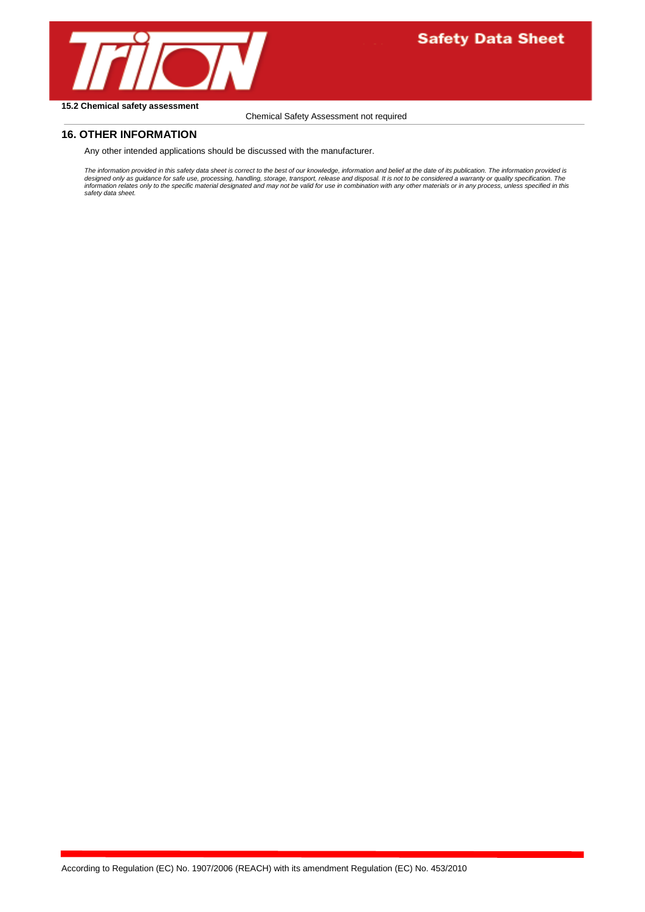**15.2 Chemical safety assessment**

Chemical Safety Assessment not required

## 16. OTHER INFORMATION

Any other intended applications should be discussed with the manufacturer.

*The information provided in this safety data sheet is correct to the best of our knowledge, information and belief at the date of its publication. The information provided is designed only as guidance for safe use, processing, handling, storage, transport, release and disposal. It is not to be considered a warranty or quality specification. The information relates only to the specific material designated and may not be valid for use in combination with any other materials or in any process, unless specified in this safety data sheet.*